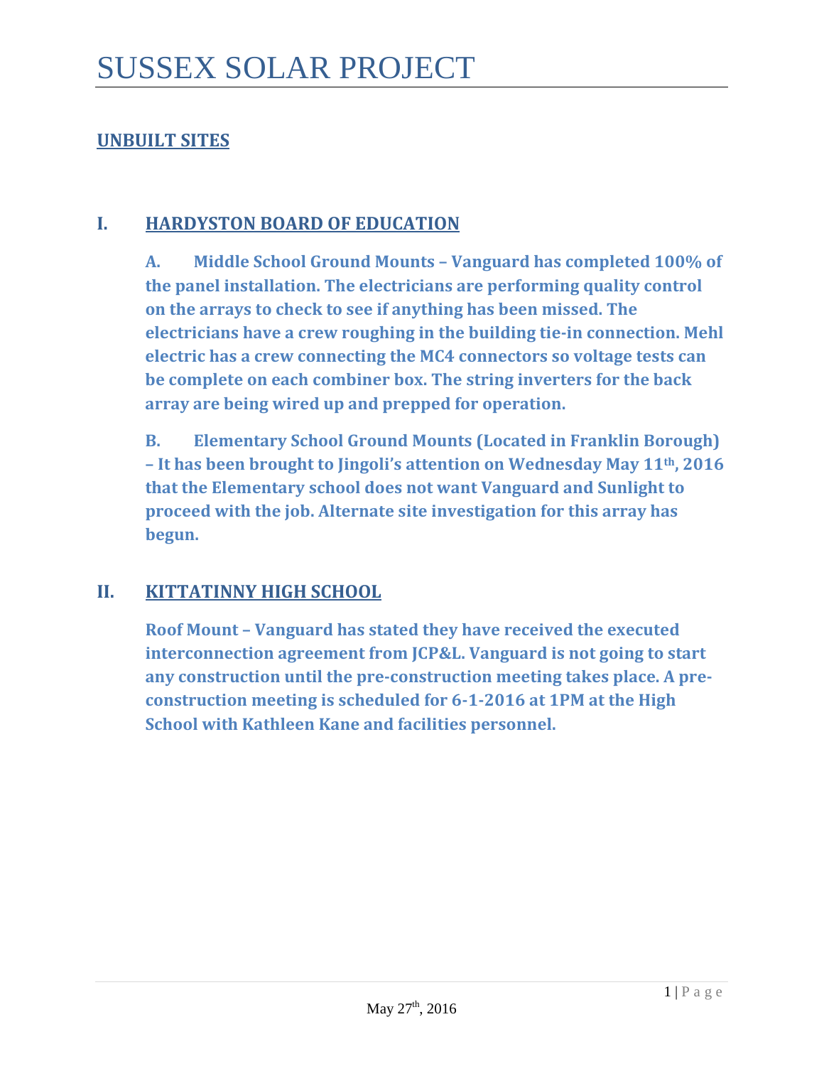# SUSSEX SOLAR PROJECT

## UNBUILT SITES

### I. HARDYSTON BOARD OF EDUCATION

**A. Middle School Ground Mounts – Vanguard has completed 100% of the panel installation. The electricians are performing quality control on the arrays to check to see if anything has been missed. The electricians have a crew roughing in the building tie-in connection. Mehl electric has a crew connecting the MC4 connectors so voltage tests can be complete on each combiner box. The string inverters for the back array are being wired up and prepped for operation.**

**B. Elementary School Ground Mounts (Located in Franklin Borough) – It has been brought to Jingoli's attention on Wednesday May 11th, 2016 that the Elementary school does not want Vanguard and Sunlight to proceed with the job. Alternate site investigation for this array has begun.**

### II. KITTATINNY HIGH SCHOOL

**Roof Mount – Vanguard has stated they have received the executed interconnection agreement from JCP&L. Vanguard is not going to start any construction until the pre-construction meeting takes place. A pre-construction meeting is scheduled for 6-1-2016 at 1PM at the High School with Kathleen Kane and facilities personnel.**

May 27th, 2016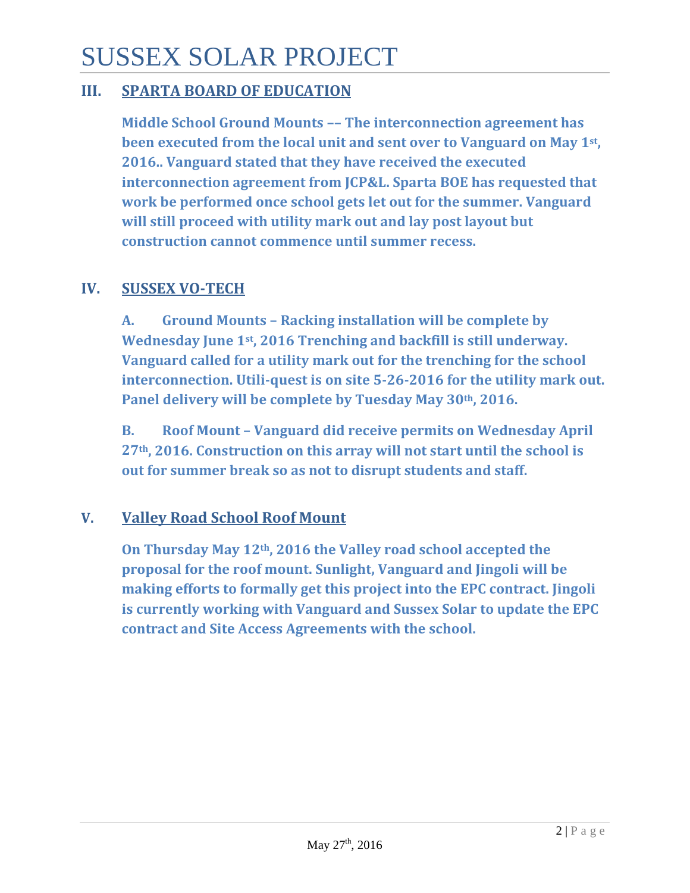# SUSSEX SOLAR PROJECT

## III. SPARTA BOARD OF EDUCATION

**Middle School Ground Mounts –– The interconnection agreement has been executed from the local unit and sent over to Vanguard on May 1st, 2016.. Vanguard stated that they have received the executed interconnection agreement from JCP&L. Sparta BOE has requested that work be performed once school gets let out for the summer. Vanguard will still proceed with utility mark out and lay post layout but construction cannot commence until summer recess.**

## IV. SUSSEX VO-TECH

**A. Ground Mounts – Racking installation will be complete by Wednesday June 1st, 2016 Trenching and backfill is still underway. Vanguard called for a utility mark out for the trenching for the school interconnection. Utili-quest is on site 5-26-2016 for the utility mark out. Panel delivery will be complete by Tuesday May 30th, 2016.**

**B. Roof Mount – Vanguard did receive permits on Wednesday April 27th, 2016. Construction on this array will not start until the school is out for summer break so as not to disrupt students and staff.**

## V. Valley Road School Roof Mount

**On Thursday May 12th, 2016 the Valley road school accepted the proposal for the roof mount. Sunlight, Vanguard and Jingoli will be making efforts to formally get this project into the EPC contract. Jingoli is currently working with Vanguard and Sussex Solar to update the EPC contract and Site Access Agreements with the school.**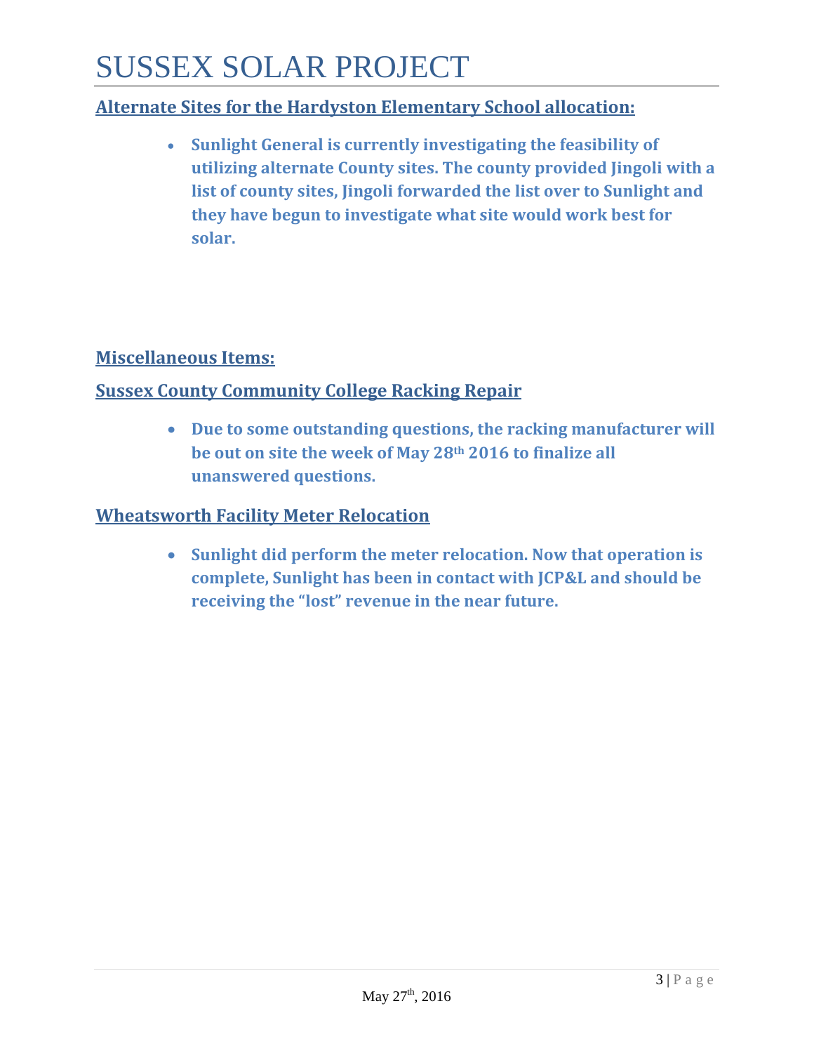# SUSSEX SOLAR PROJECT

## Alternate Sites for the Hardyston Elementary School allocation:

- **Sunlight General is currently investigating the feasibility of utilizing alternate County sites. The county provided Jingoli with a list of county sites, Jingoli forwarded the list over to Sunlight and they have begun to investigate what site would work best for solar.**

## Miscellaneous Items:

### Sussex County Community College Racking Repair

- **Due to some outstanding questions, the racking manufacturer will be out on site the week of May 28th 2016 to finalize all unanswered questions.**

### Wheatsworth Facility Meter Relocation

- **Sunlight did perform the meter relocation. Now that operation is complete, Sunlight has been in contact with JCP&L and should be receiving the "lost" revenue in the near future.**